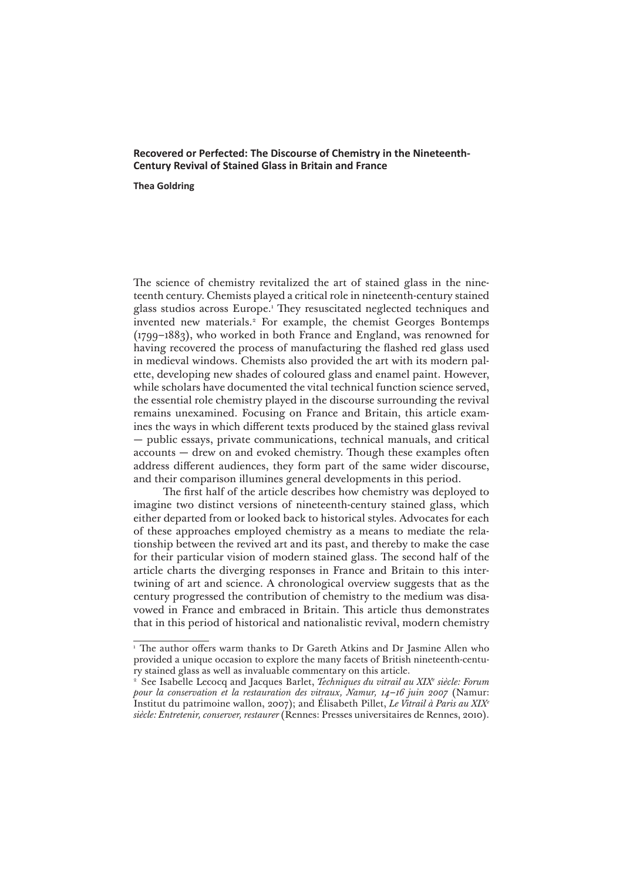## Recovered or Perfected: The Discourse of Chemistry in the Nineteenth-Century Revival of Stained Glass in Britain and France

**Thea Goldring**

The science of chemistry revitalized the art of stained glass in the nineteenth century. Chemists played a critical role in nineteenth-century stained glass studios across Europe.[1] They resuscitated neglected techniques and invented new materials.[2] For example, the chemist Georges Bontemps (1799–1883), who worked in both France and England, was renowned for having recovered the process of manufacturing the flashed red glass used in medieval windows. Chemists also provided the art with its modern palette, developing new shades of coloured glass and enamel paint. However, while scholars have documented the vital technical function science served, the essential role chemistry played in the discourse surrounding the revival remains unexamined. Focusing on France and Britain, this article examines the ways in which different texts produced by the stained glass revival — public essays, private communications, technical manuals, and critical accounts — drew on and evoked chemistry. Though these examples often address different audiences, they form part of the same wider discourse, and their comparison illumines general developments in this period.

The first half of the article describes how chemistry was deployed to imagine two distinct versions of nineteenth-century stained glass, which either departed from or looked back to historical styles. Advocates for each of these approaches employed chemistry as a means to mediate the relationship between the revived art and its past, and thereby to make the case for their particular vision of modern stained glass. The second half of the article charts the diverging responses in France and Britain to this intertwining of art and science. A chronological overview suggests that as the century progressed the contribution of chemistry to the medium was disavowed in France and embraced in Britain. This article thus demonstrates that in this period of historical and nationalistic revival, modern chemistry

---

[1] The author offers warm thanks to Dr Gareth Atkins and Dr Jasmine Allen who provided a unique occasion to explore the many facets of British nineteenth-century stained glass as well as invaluable commentary on this article.

[2] See Isabelle Lecocq and Jacques Barlet, *Techniques du vitrail au XIX^e siècle: Forum pour la conservation et la restauration des vitraux, Namur, 14–16 juin 2007* (Namur: Institut du patrimoine wallon, 2007); and Élisabeth Pillet, *Le Vitrail à Paris au XIX^e siècle: Entretenir, conserver, restaurer* (Rennes: Presses universitaires de Rennes, 2010).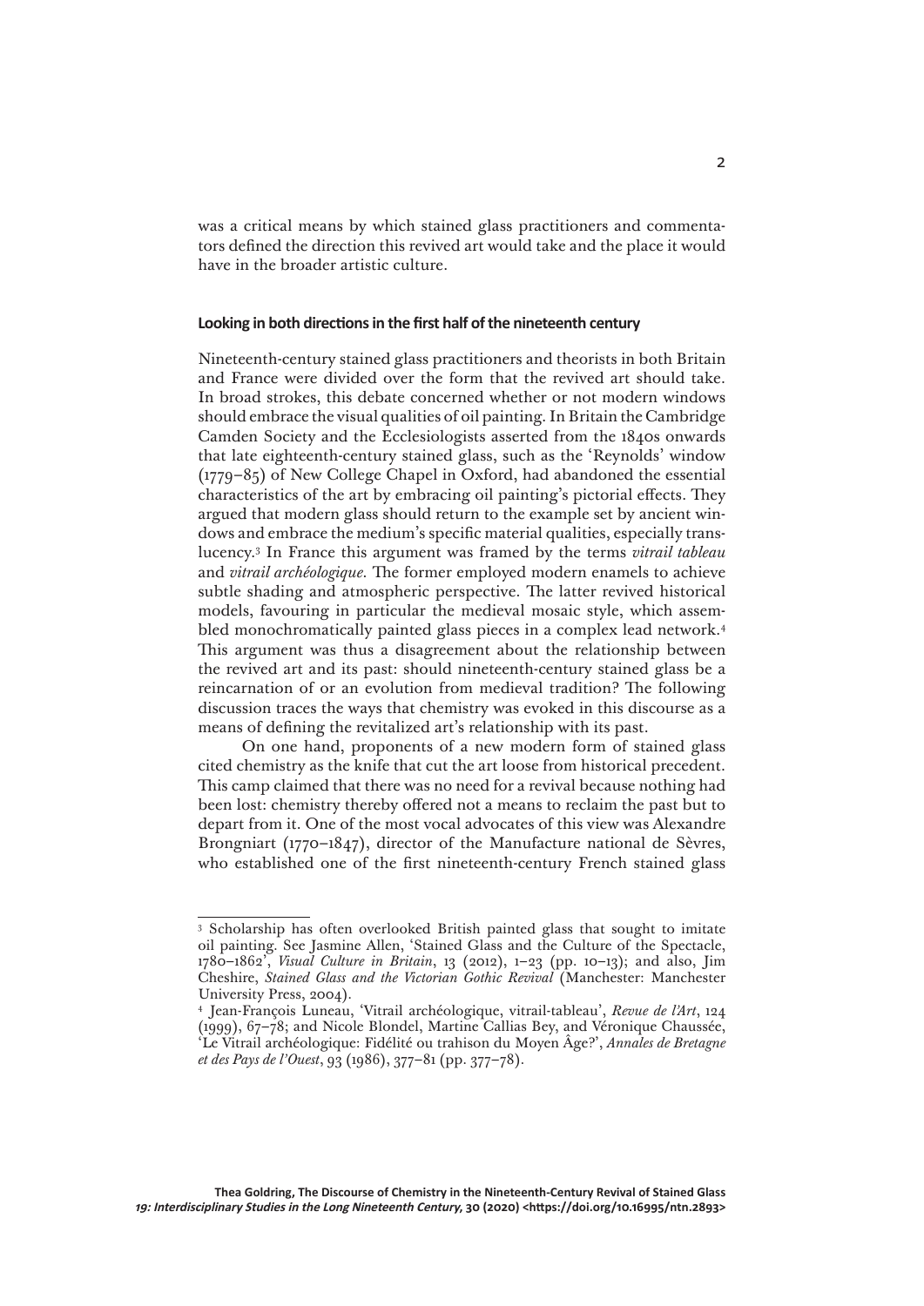was a critical means by which stained glass practitioners and commentators defined the direction this revived art would take and the place it would have in the broader artistic culture.

## Looking in both directions in the first half of the nineteenth century

Nineteenth-century stained glass practitioners and theorists in both Britain and France were divided over the form that the revived art should take. In broad strokes, this debate concerned whether or not modern windows should embrace the visual qualities of oil painting. In Britain the Cambridge Camden Society and the Ecclesiologists asserted from the 1840s onwards that late eighteenth-century stained glass, such as the 'Reynolds' window (1779–85) of New College Chapel in Oxford, had abandoned the essential characteristics of the art by embracing oil painting's pictorial effects. They argued that modern glass should return to the example set by ancient windows and embrace the medium's specific material qualities, especially translucency.[3] In France this argument was framed by the terms *vitrail tableau* and *vitrail archéologique*. The former employed modern enamels to achieve subtle shading and atmospheric perspective. The latter revived historical models, favouring in particular the medieval mosaic style, which assembled monochromatically painted glass pieces in a complex lead network.[4] This argument was thus a disagreement about the relationship between the revived art and its past: should nineteenth-century stained glass be a reincarnation of or an evolution from medieval tradition? The following discussion traces the ways that chemistry was evoked in this discourse as a means of defining the revitalized art's relationship with its past.

On one hand, proponents of a new modern form of stained glass cited chemistry as the knife that cut the art loose from historical precedent. This camp claimed that there was no need for a revival because nothing had been lost: chemistry thereby offered not a means to reclaim the past but to depart from it. One of the most vocal advocates of this view was Alexandre Brongniart (1770–1847), director of the Manufacture national de Sèvres, who established one of the first nineteenth-century French stained glass

---

[3] Scholarship has often overlooked British painted glass that sought to imitate oil painting. See Jasmine Allen, 'Stained Glass and the Culture of the Spectacle, 1780–1862', *Visual Culture in Britain*, 13 (2012), 1–23 (pp. 10–13); and also, Jim Cheshire, *Stained Glass and the Victorian Gothic Revival* (Manchester: Manchester University Press, 2004).

[4] Jean-François Luneau, 'Vitrail archéologique, vitrail-tableau', *Revue de l'Art*, 124 (1999), 67–78; and Nicole Blondel, Martine Callias Bey, and Véronique Chaussée, 'Le Vitrail archéologique: Fidélité ou trahison du Moyen Âge?', *Annales de Bretagne et des Pays de l'Ouest*, 93 (1986), 377–81 (pp. 377–78).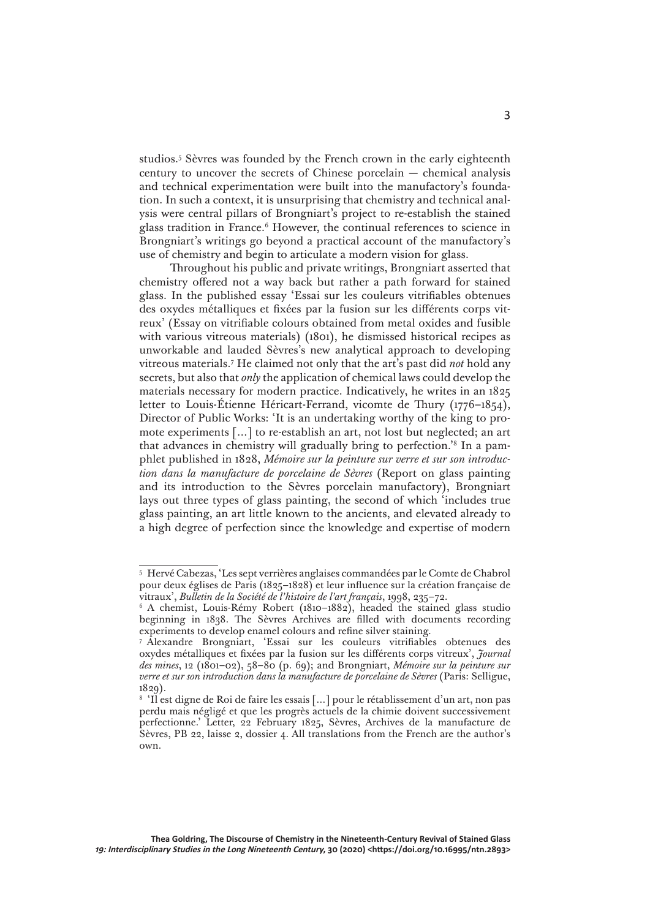studios.[5] Sèvres was founded by the French crown in the early eighteenth century to uncover the secrets of Chinese porcelain — chemical analysis and technical experimentation were built into the manufactory's foundation. In such a context, it is unsurprising that chemistry and technical analysis were central pillars of Brongniart's project to re-establish the stained glass tradition in France.[6] However, the continual references to science in Brongniart's writings go beyond a practical account of the manufactory's use of chemistry and begin to articulate a modern vision for glass.

Throughout his public and private writings, Brongniart asserted that chemistry offered not a way back but rather a path forward for stained glass. In the published essay 'Essai sur les couleurs vitrifiables obtenues des oxydes métalliques et fixées par la fusion sur les différents corps vitreux' (Essay on vitrifiable colours obtained from metal oxides and fusible with various vitreous materials) (1801), he dismissed historical recipes as unworkable and lauded Sèvres's new analytical approach to developing vitreous materials.[7] He claimed not only that the art's past did *not* hold any secrets, but also that *only* the application of chemical laws could develop the materials necessary for modern practice. Indicatively, he writes in an 1825 letter to Louis-Étienne Héricart-Ferrand, vicomte de Thury (1776–1854), Director of Public Works: 'It is an undertaking worthy of the king to promote experiments […] to re-establish an art, not lost but neglected; an art that advances in chemistry will gradually bring to perfection.'[8] In a pamphlet published in 1828, *Mémoire sur la peinture sur verre et sur son introduction dans la manufacture de porcelaine de Sèvres* (Report on glass painting and its introduction to the Sèvres porcelain manufactory), Brongniart lays out three types of glass painting, the second of which 'includes true glass painting, an art little known to the ancients, and elevated already to a high degree of perfection since the knowledge and expertise of modern

---

[5] Hervé Cabezas, 'Les sept verrières anglaises commandées par le Comte de Chabrol pour deux églises de Paris (1825–1828) et leur influence sur la création française de vitraux', *Bulletin de la Société de l'histoire de l'art français*, 1998, 235–72.

[6] A chemist, Louis-Rémy Robert (1810–1882), headed the stained glass studio beginning in 1838. The Sèvres Archives are filled with documents recording experiments to develop enamel colours and refine silver staining.

[7] Alexandre Brongniart, 'Essai sur les couleurs vitrifiables obtenues des oxydes métalliques et fixées par la fusion sur les différents corps vitreux', *Journal des mines*, 12 (1801–02), 58–80 (p. 69); and Brongniart, *Mémoire sur la peinture sur verre et sur son introduction dans la manufacture de porcelaine de Sèvres* (Paris: Selligue, 1829).

[8] 'Il est digne de Roi de faire les essais […] pour le rétablissement d'un art, non pas perdu mais négligé et que les progrès actuels de la chimie doivent successivement perfectionne.' Letter, 22 February 1825, Sèvres, Archives de la manufacture de Sèvres, PB 22, laisse 2, dossier 4. All translations from the French are the author's own.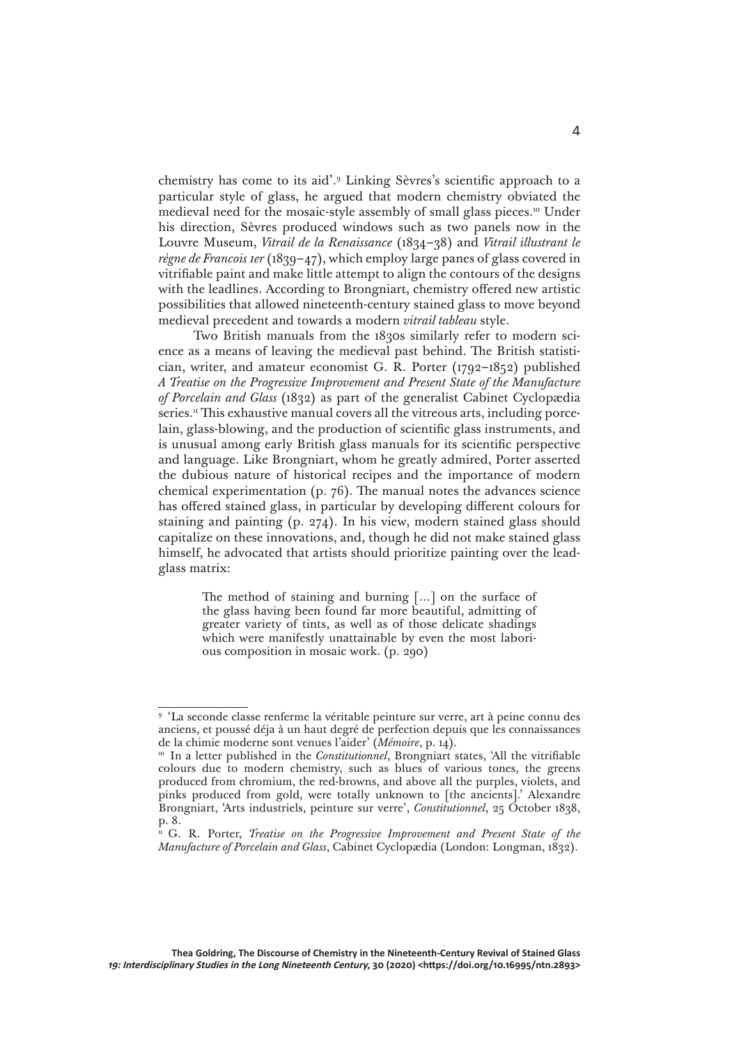chemistry has come to its aid'.[9] Linking Sèvres's scientific approach to a particular style of glass, he argued that modern chemistry obviated the medieval need for the mosaic-style assembly of small glass pieces.[10] Under his direction, Sèvres produced windows such as two panels now in the Louvre Museum, *Vitrail de la Renaissance* (1834–38) and *Vitrail illustrant le règne de Francois 1er* (1839–47), which employ large panes of glass covered in vitrifiable paint and make little attempt to align the contours of the designs with the leadlines. According to Brongniart, chemistry offered new artistic possibilities that allowed nineteenth-century stained glass to move beyond medieval precedent and towards a modern *vitrail tableau* style.

Two British manuals from the 1830s similarly refer to modern science as a means of leaving the medieval past behind. The British statistician, writer, and amateur economist G. R. Porter (1792–1852) published *A Treatise on the Progressive Improvement and Present State of the Manufacture of Porcelain and Glass* (1832) as part of the generalist Cabinet Cyclopædia series.[11] This exhaustive manual covers all the vitreous arts, including porcelain, glass-blowing, and the production of scientific glass instruments, and is unusual among early British glass manuals for its scientific perspective and language. Like Brongniart, whom he greatly admired, Porter asserted the dubious nature of historical recipes and the importance of modern chemical experimentation (p. 76). The manual notes the advances science has offered stained glass, in particular by developing different colours for staining and painting (p. 274). In his view, modern stained glass should capitalize on these innovations, and, though he did not make stained glass himself, he advocated that artists should prioritize painting over the lead-glass matrix:

> The method of staining and burning [...] on the surface of the glass having been found far more beautiful, admitting of greater variety of tints, as well as of those delicate shadings which were manifestly unattainable by even the most laborious composition in mosaic work. (p. 290)

---

[9] 'La seconde classe renferme la véritable peinture sur verre, art à peine connu des anciens, et poussé déja à un haut degré de perfection depuis que les connaissances de la chimie moderne sont venues l'aider' (*Mémoire*, p. 14).

[10] In a letter published in the *Constitutionnel*, Brongniart states, 'All the vitrifiable colours due to modern chemistry, such as blues of various tones, the greens produced from chromium, the red-browns, and above all the purples, violets, and pinks produced from gold, were totally unknown to [the ancients].' Alexandre Brongniart, 'Arts industriels, peinture sur verre', *Constitutionnel*, 25 October 1838, p. 8.

[11] G. R. Porter, *Treatise on the Progressive Improvement and Present State of the Manufacture of Porcelain and Glass*, Cabinet Cyclopædia (London: Longman, 1832).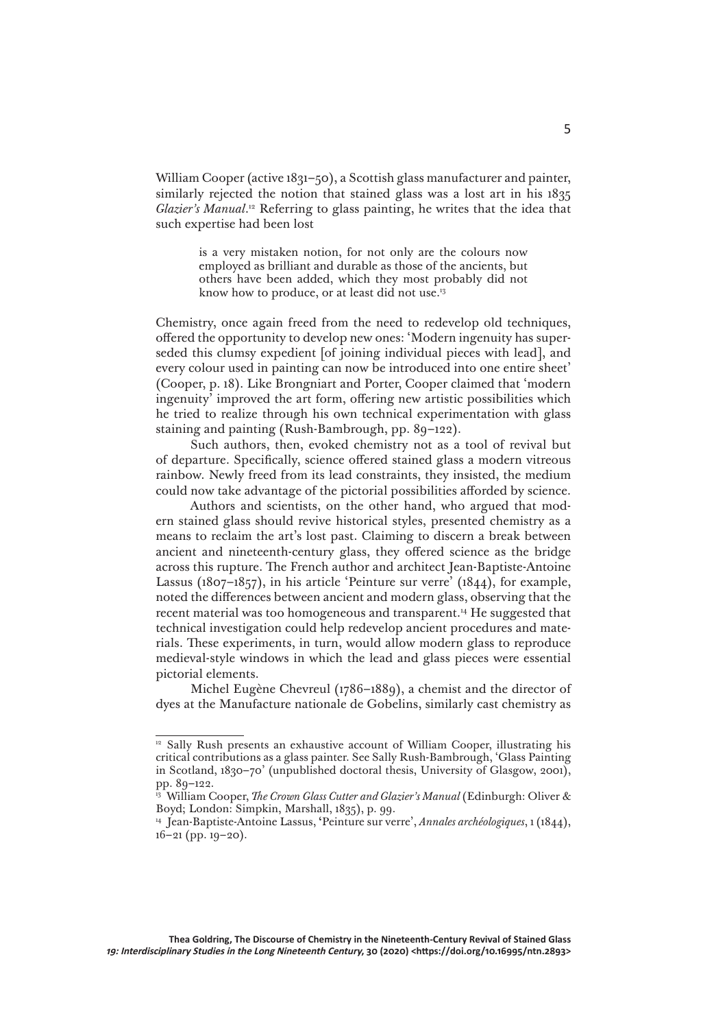William Cooper (active 1831–50), a Scottish glass manufacturer and painter, similarly rejected the notion that stained glass was a lost art in his 1835 *Glazier's Manual*.[12] Referring to glass painting, he writes that the idea that such expertise had been lost

> is a very mistaken notion, for not only are the colours now employed as brilliant and durable as those of the ancients, but others have been added, which they most probably did not know how to produce, or at least did not use.[13]

Chemistry, once again freed from the need to redevelop old techniques, offered the opportunity to develop new ones: 'Modern ingenuity has superseded this clumsy expedient [of joining individual pieces with lead], and every colour used in painting can now be introduced into one entire sheet' (Cooper, p. 18). Like Brongniart and Porter, Cooper claimed that 'modern ingenuity' improved the art form, offering new artistic possibilities which he tried to realize through his own technical experimentation with glass staining and painting (Rush-Bambrough, pp. 89–122).

Such authors, then, evoked chemistry not as a tool of revival but of departure. Specifically, science offered stained glass a modern vitreous rainbow. Newly freed from its lead constraints, they insisted, the medium could now take advantage of the pictorial possibilities afforded by science.

Authors and scientists, on the other hand, who argued that modern stained glass should revive historical styles, presented chemistry as a means to reclaim the art's lost past. Claiming to discern a break between ancient and nineteenth-century glass, they offered science as the bridge across this rupture. The French author and architect Jean-Baptiste-Antoine Lassus (1807–1857), in his article 'Peinture sur verre' (1844), for example, noted the differences between ancient and modern glass, observing that the recent material was too homogeneous and transparent.[14] He suggested that technical investigation could help redevelop ancient procedures and materials. These experiments, in turn, would allow modern glass to reproduce medieval-style windows in which the lead and glass pieces were essential pictorial elements.

Michel Eugène Chevreul (1786–1889), a chemist and the director of dyes at the Manufacture nationale de Gobelins, similarly cast chemistry as

---

[12] Sally Rush presents an exhaustive account of William Cooper, illustrating his critical contributions as a glass painter. See Sally Rush-Bambrough, 'Glass Painting in Scotland, 1830–70' (unpublished doctoral thesis, University of Glasgow, 2001), pp. 89–122.

[13] William Cooper, *The Crown Glass Cutter and Glazier's Manual* (Edinburgh: Oliver & Boyd; London: Simpkin, Marshall, 1835), p. 99.

[14] Jean-Baptiste-Antoine Lassus, 'Peinture sur verre', *Annales archéologiques*, 1 (1844), 16–21 (pp. 19–20).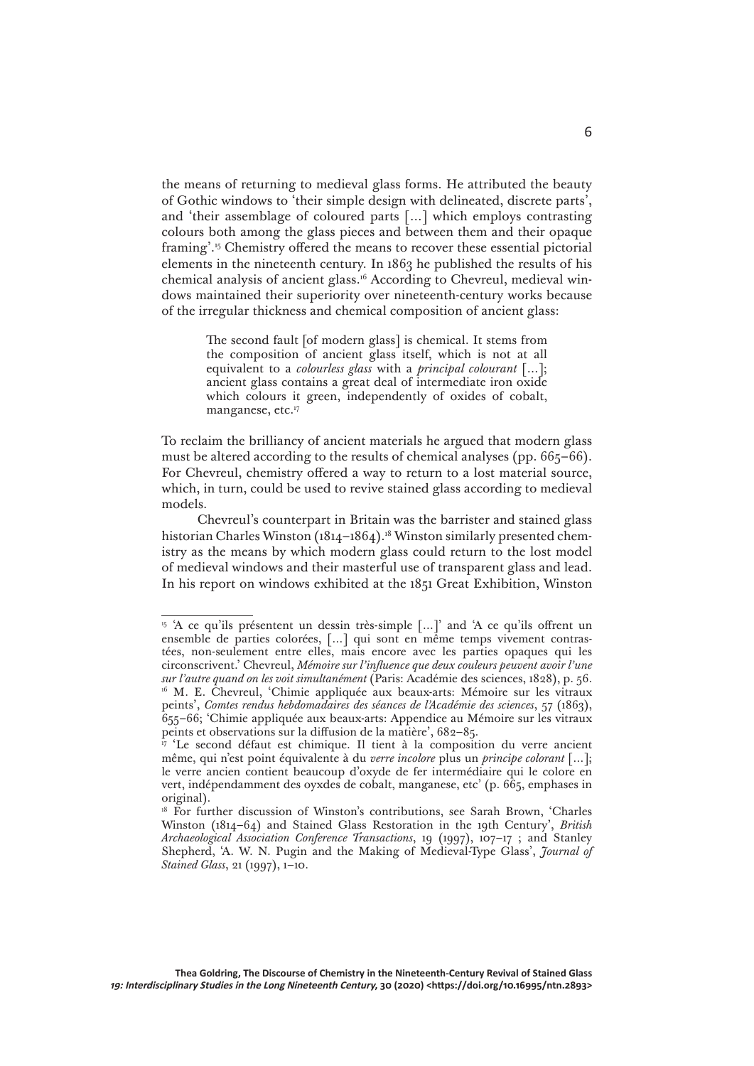the means of returning to medieval glass forms. He attributed the beauty of Gothic windows to 'their simple design with delineated, discrete parts', and 'their assemblage of coloured parts […] which employs contrasting colours both among the glass pieces and between them and their opaque framing'.[15] Chemistry offered the means to recover these essential pictorial elements in the nineteenth century. In 1863 he published the results of his chemical analysis of ancient glass.[16] According to Chevreul, medieval windows maintained their superiority over nineteenth-century works because of the irregular thickness and chemical composition of ancient glass:

> The second fault [of modern glass] is chemical. It stems from the composition of ancient glass itself, which is not at all equivalent to a *colourless glass* with a *principal colourant* […]; ancient glass contains a great deal of intermediate iron oxide which colours it green, independently of oxides of cobalt, manganese, etc.[17]

To reclaim the brilliancy of ancient materials he argued that modern glass must be altered according to the results of chemical analyses (pp. 665–66). For Chevreul, chemistry offered a way to return to a lost material source, which, in turn, could be used to revive stained glass according to medieval models.

Chevreul's counterpart in Britain was the barrister and stained glass historian Charles Winston (1814–1864).[18] Winston similarly presented chemistry as the means by which modern glass could return to the lost model of medieval windows and their masterful use of transparent glass and lead. In his report on windows exhibited at the 1851 Great Exhibition, Winston

---

[15] 'A ce qu'ils présentent un dessin très-simple […]' and 'A ce qu'ils offrent un ensemble de parties colorées, […] qui sont en même temps vivement contrastées, non-seulement entre elles, mais encore avec les parties opaques qui les circonscrivent.' Chevreul, *Mémoire sur l'influence que deux couleurs peuvent avoir l'une sur l'autre quand on les voit simultanément* (Paris: Académie des sciences, 1828), p. 56.

[16] M. E. Chevreul, 'Chimie appliquée aux beaux-arts: Mémoire sur les vitraux peints', *Comtes rendus hebdomadaires des séances de l'Académie des sciences*, 57 (1863), 655–66; 'Chimie appliquée aux beaux-arts: Appendice au Mémoire sur les vitraux peints et observations sur la diffusion de la matière', 682–85.

[17] 'Le second défaut est chimique. Il tient à la composition du verre ancient même, qui n'est point équivalente à du *verre incolore* plus un *principe colorant* […]; le verre ancien contient beaucoup d'oxyde de fer intermédiaire qui le colore en vert, indépendamment des oyxdes de cobalt, manganese, etc' (p. 665, emphases in original).

[18] For further discussion of Winston's contributions, see Sarah Brown, 'Charles Winston (1814–64) and Stained Glass Restoration in the 19th Century', *British Archaeological Association Conference Transactions*, 19 (1997), 107–17 ; and Stanley Shepherd, 'A. W. N. Pugin and the Making of Medieval-Type Glass', *Journal of Stained Glass*, 21 (1997), 1–10.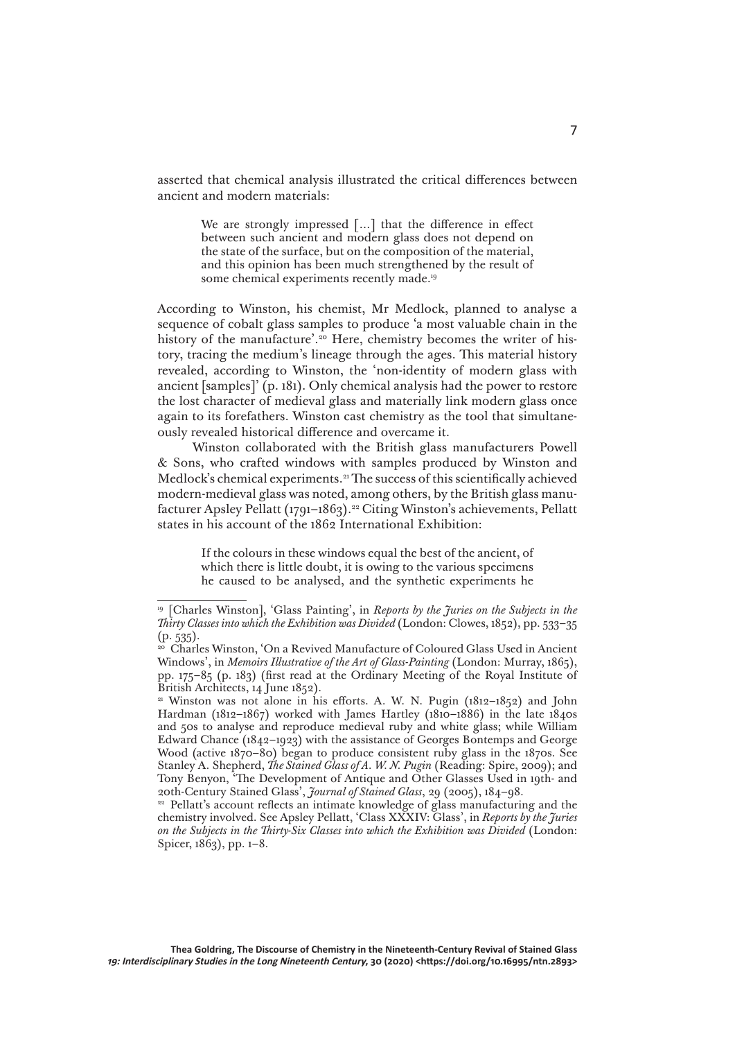asserted that chemical analysis illustrated the critical differences between ancient and modern materials:

> We are strongly impressed [...] that the difference in effect between such ancient and modern glass does not depend on the state of the surface, but on the composition of the material, and this opinion has been much strengthened by the result of some chemical experiments recently made.[19]

According to Winston, his chemist, Mr Medlock, planned to analyse a sequence of cobalt glass samples to produce 'a most valuable chain in the history of the manufacture'.[20] Here, chemistry becomes the writer of history, tracing the medium's lineage through the ages. This material history revealed, according to Winston, the 'non-identity of modern glass with ancient [samples]' (p. 181). Only chemical analysis had the power to restore the lost character of medieval glass and materially link modern glass once again to its forefathers. Winston cast chemistry as the tool that simultaneously revealed historical difference and overcame it.

Winston collaborated with the British glass manufacturers Powell & Sons, who crafted windows with samples produced by Winston and Medlock's chemical experiments.[21] The success of this scientifically achieved modern-medieval glass was noted, among others, by the British glass manufacturer Apsley Pellatt (1791–1863).[22] Citing Winston's achievements, Pellatt states in his account of the 1862 International Exhibition:

> If the colours in these windows equal the best of the ancient, of which there is little doubt, it is owing to the various specimens he caused to be analysed, and the synthetic experiments he

---

[19] [Charles Winston], 'Glass Painting', in *Reports by the Juries on the Subjects in the Thirty Classes into which the Exhibition was Divided* (London: Clowes, 1852), pp. 533–35 (p. 535).

[20] Charles Winston, 'On a Revived Manufacture of Coloured Glass Used in Ancient Windows', in *Memoirs Illustrative of the Art of Glass-Painting* (London: Murray, 1865), pp. 175–85 (p. 183) (first read at the Ordinary Meeting of the Royal Institute of British Architects, 14 June 1852).

[21] Winston was not alone in his efforts. A. W. N. Pugin (1812–1852) and John Hardman (1812–1867) worked with James Hartley (1810–1886) in the late 1840s and 50s to analyse and reproduce medieval ruby and white glass; while William Edward Chance (1842–1923) with the assistance of Georges Bontemps and George Wood (active 1870–80) began to produce consistent ruby glass in the 1870s. See Stanley A. Shepherd, *The Stained Glass of A. W. N. Pugin* (Reading: Spire, 2009); and Tony Benyon, 'The Development of Antique and Other Glasses Used in 19th- and 20th-Century Stained Glass', *Journal of Stained Glass*, 29 (2005), 184–98.

[22] Pellatt's account reflects an intimate knowledge of glass manufacturing and the chemistry involved. See Apsley Pellatt, 'Class XXXIV: Glass', in *Reports by the Juries on the Subjects in the Thirty-Six Classes into which the Exhibition was Divided* (London: Spicer, 1863), pp. 1–8.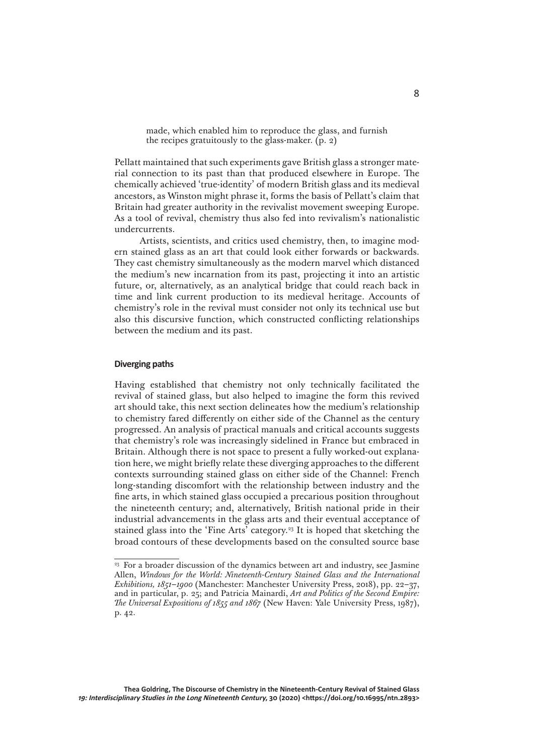> made, which enabled him to reproduce the glass, and furnish the recipes gratuitously to the glass-maker. (p. 2)

Pellatt maintained that such experiments gave British glass a stronger material connection to its past than that produced elsewhere in Europe. The chemically achieved 'true-identity' of modern British glass and its medieval ancestors, as Winston might phrase it, forms the basis of Pellatt's claim that Britain had greater authority in the revivalist movement sweeping Europe. As a tool of revival, chemistry thus also fed into revivalism's nationalistic undercurrents.

Artists, scientists, and critics used chemistry, then, to imagine modern stained glass as an art that could look either forwards or backwards. They cast chemistry simultaneously as the modern marvel which distanced the medium's new incarnation from its past, projecting it into an artistic future, or, alternatively, as an analytical bridge that could reach back in time and link current production to its medieval heritage. Accounts of chemistry's role in the revival must consider not only its technical use but also this discursive function, which constructed conflicting relationships between the medium and its past.

## Diverging paths

Having established that chemistry not only technically facilitated the revival of stained glass, but also helped to imagine the form this revived art should take, this next section delineates how the medium's relationship to chemistry fared differently on either side of the Channel as the century progressed. An analysis of practical manuals and critical accounts suggests that chemistry's role was increasingly sidelined in France but embraced in Britain. Although there is not space to present a fully worked-out explanation here, we might briefly relate these diverging approaches to the different contexts surrounding stained glass on either side of the Channel: French long-standing discomfort with the relationship between industry and the fine arts, in which stained glass occupied a precarious position throughout the nineteenth century; and, alternatively, British national pride in their industrial advancements in the glass arts and their eventual acceptance of stained glass into the 'Fine Arts' category.[23] It is hoped that sketching the broad contours of these developments based on the consulted source base

---

[23] For a broader discussion of the dynamics between art and industry, see Jasmine Allen, *Windows for the World: Nineteenth-Century Stained Glass and the International Exhibitions, 1851–1900* (Manchester: Manchester University Press, 2018), pp. 22–37, and in particular, p. 25; and Patricia Mainardi, *Art and Politics of the Second Empire: The Universal Expositions of 1855 and 1867* (New Haven: Yale University Press, 1987), p. 42.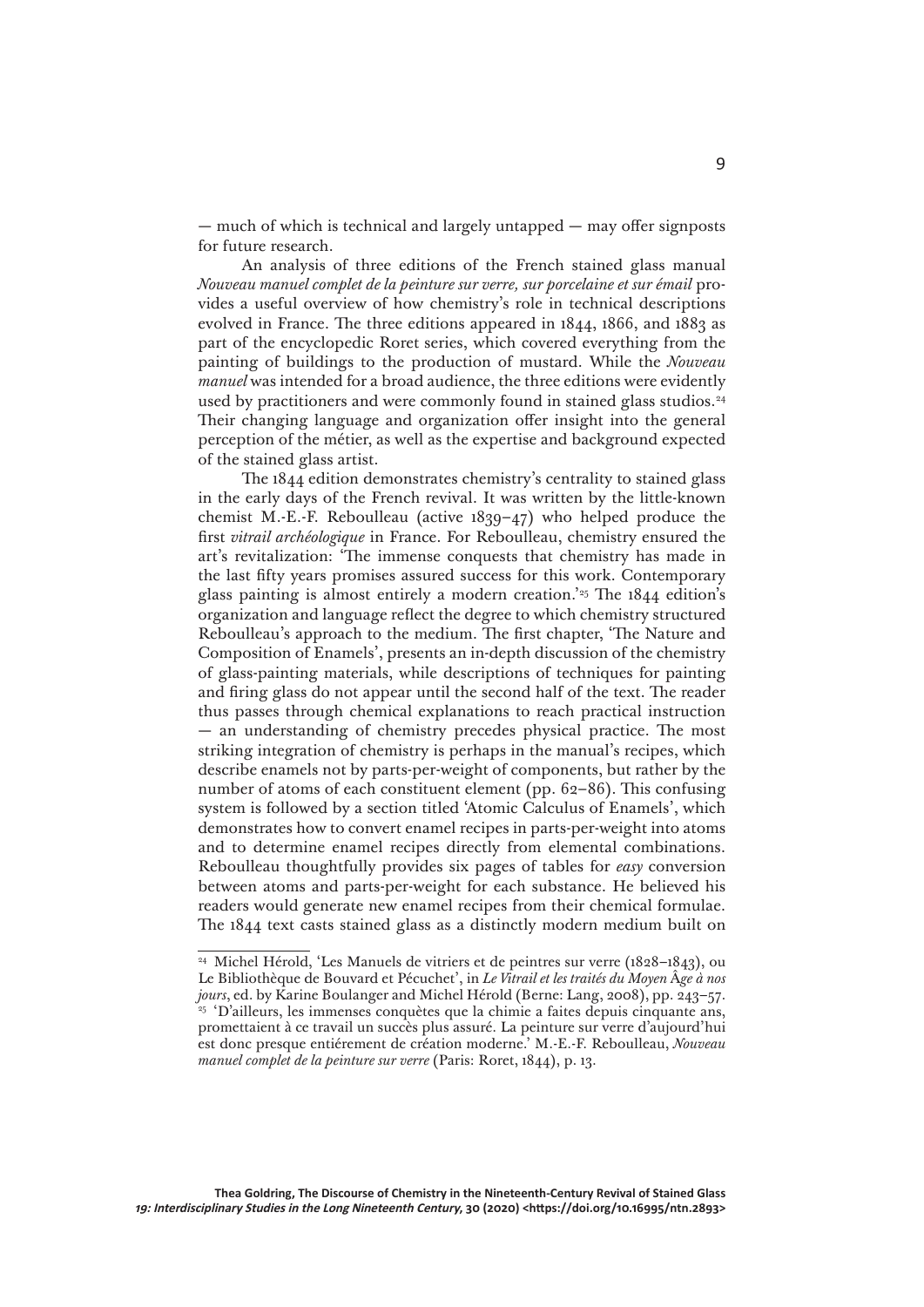— much of which is technical and largely untapped — may offer signposts for future research.

An analysis of three editions of the French stained glass manual *Nouveau manuel complet de la peinture sur verre, sur porcelaine et sur émail* provides a useful overview of how chemistry's role in technical descriptions evolved in France. The three editions appeared in 1844, 1866, and 1883 as part of the encyclopedic Roret series, which covered everything from the painting of buildings to the production of mustard. While the *Nouveau manuel* was intended for a broad audience, the three editions were evidently used by practitioners and were commonly found in stained glass studios.[24] Their changing language and organization offer insight into the general perception of the métier, as well as the expertise and background expected of the stained glass artist.

The 1844 edition demonstrates chemistry's centrality to stained glass in the early days of the French revival. It was written by the little-known chemist M.-E.-F. Reboulleau (active 1839–47) who helped produce the first *vitrail archéologique* in France. For Reboulleau, chemistry ensured the art's revitalization: 'The immense conquests that chemistry has made in the last fifty years promises assured success for this work. Contemporary glass painting is almost entirely a modern creation.'[25] The 1844 edition's organization and language reflect the degree to which chemistry structured Reboulleau's approach to the medium. The first chapter, 'The Nature and Composition of Enamels', presents an in-depth discussion of the chemistry of glass-painting materials, while descriptions of techniques for painting and firing glass do not appear until the second half of the text. The reader thus passes through chemical explanations to reach practical instruction — an understanding of chemistry precedes physical practice. The most striking integration of chemistry is perhaps in the manual's recipes, which describe enamels not by parts-per-weight of components, but rather by the number of atoms of each constituent element (pp. 62–86). This confusing system is followed by a section titled 'Atomic Calculus of Enamels', which demonstrates how to convert enamel recipes in parts-per-weight into atoms and to determine enamel recipes directly from elemental combinations. Reboulleau thoughtfully provides six pages of tables for *easy* conversion between atoms and parts-per-weight for each substance. He believed his readers would generate new enamel recipes from their chemical formulae. The 1844 text casts stained glass as a distinctly modern medium built on

---

[24] Michel Hérold, 'Les Manuels de vitriers et de peintres sur verre (1828–1843), ou Le Bibliothèque de Bouvard et Pécuchet', in *Le Vitrail et les traités du Moyen Âge à nos jours*, ed. by Karine Boulanger and Michel Hérold (Berne: Lang, 2008), pp. 243–57.

[25] 'D'ailleurs, les immenses conquètes que la chimie a faites depuis cinquante ans, promettaient à ce travail un succès plus assuré. La peinture sur verre d'aujourd'hui est donc presque entiérement de création moderne.' M.-E.-F. Reboulleau, *Nouveau manuel complet de la peinture sur verre* (Paris: Roret, 1844), p. 13.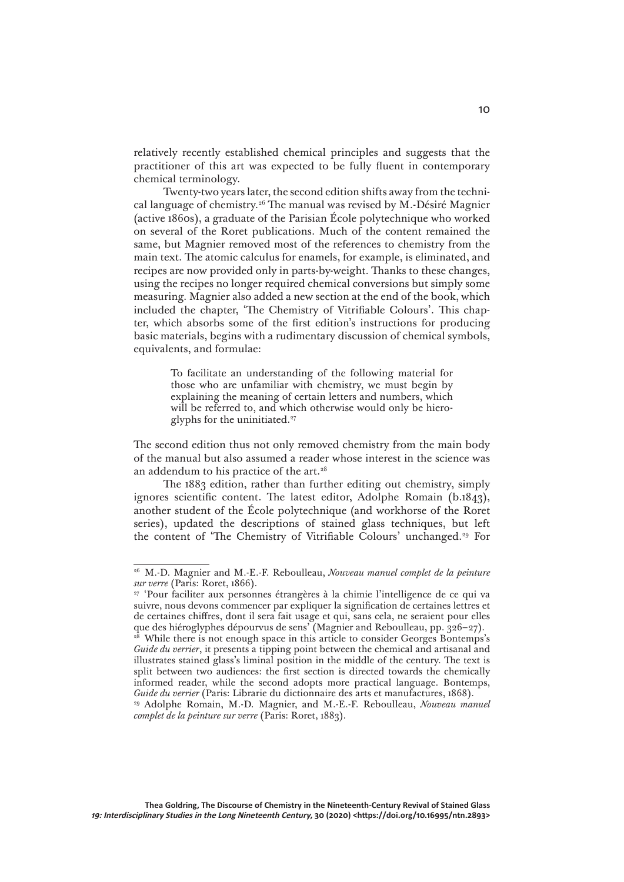relatively recently established chemical principles and suggests that the practitioner of this art was expected to be fully fluent in contemporary chemical terminology.

Twenty-two years later, the second edition shifts away from the technical language of chemistry.[26] The manual was revised by M.-Désiré Magnier (active 1860s), a graduate of the Parisian École polytechnique who worked on several of the Roret publications. Much of the content remained the same, but Magnier removed most of the references to chemistry from the main text. The atomic calculus for enamels, for example, is eliminated, and recipes are now provided only in parts-by-weight. Thanks to these changes, using the recipes no longer required chemical conversions but simply some measuring. Magnier also added a new section at the end of the book, which included the chapter, 'The Chemistry of Vitrifiable Colours'. This chapter, which absorbs some of the first edition's instructions for producing basic materials, begins with a rudimentary discussion of chemical symbols, equivalents, and formulae:

> To facilitate an understanding of the following material for those who are unfamiliar with chemistry, we must begin by explaining the meaning of certain letters and numbers, which will be referred to, and which otherwise would only be hieroglyphs for the uninitiated.[27]

The second edition thus not only removed chemistry from the main body of the manual but also assumed a reader whose interest in the science was an addendum to his practice of the art.[28]

The 1883 edition, rather than further editing out chemistry, simply ignores scientific content. The latest editor, Adolphe Romain (b.1843), another student of the École polytechnique (and workhorse of the Roret series), updated the descriptions of stained glass techniques, but left the content of 'The Chemistry of Vitrifiable Colours' unchanged.[29] For

---

[26] M.-D. Magnier and M.-E.-F. Reboulleau, *Nouveau manuel complet de la peinture sur verre* (Paris: Roret, 1866).

[27] 'Pour faciliter aux personnes étrangères à la chimie l'intelligence de ce qui va suivre, nous devons commencer par expliquer la signification de certaines lettres et de certaines chiffres, dont il sera fait usage et qui, sans cela, ne seraient pour elles que des hiéroglyphes dépourvus de sens' (Magnier and Reboulleau, pp. 326–27).

[28] While there is not enough space in this article to consider Georges Bontemps's *Guide du verrier*, it presents a tipping point between the chemical and artisanal and illustrates stained glass's liminal position in the middle of the century. The text is split between two audiences: the first section is directed towards the chemically informed reader, while the second adopts more practical language. Bontemps, *Guide du verrier* (Paris: Librarie du dictionnaire des arts et manufactures, 1868).

[29] Adolphe Romain, M.-D. Magnier, and M.-E.-F. Reboulleau, *Nouveau manuel complet de la peinture sur verre* (Paris: Roret, 1883).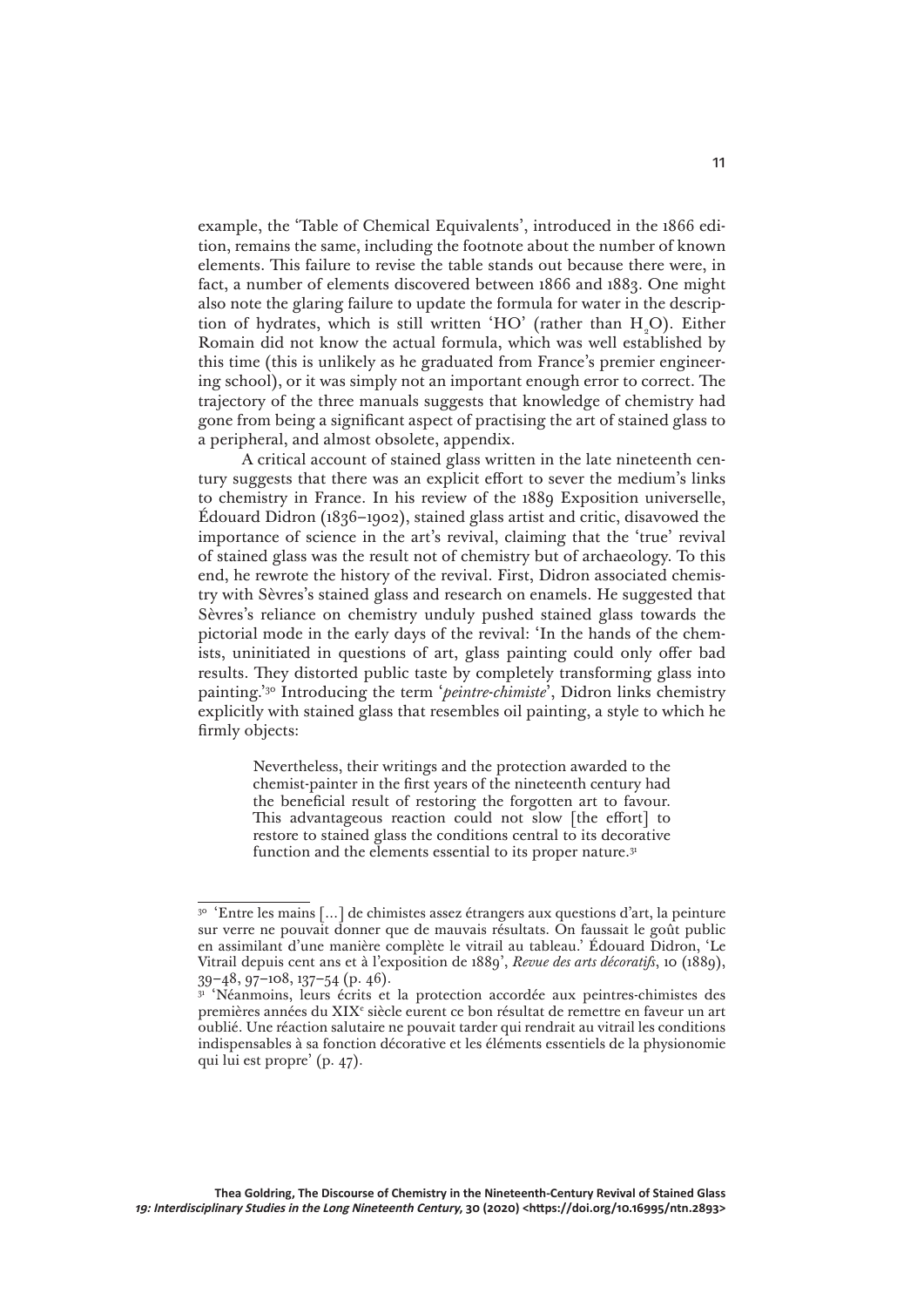example, the 'Table of Chemical Equivalents', introduced in the 1866 edition, remains the same, including the footnote about the number of known elements. This failure to revise the table stands out because there were, in fact, a number of elements discovered between 1866 and 1883. One might also note the glaring failure to update the formula for water in the description of hydrates, which is still written 'HO' (rather than $H_2O$). Either Romain did not know the actual formula, which was well established by this time (this is unlikely as he graduated from France's premier engineering school), or it was simply not an important enough error to correct. The trajectory of the three manuals suggests that knowledge of chemistry had gone from being a significant aspect of practising the art of stained glass to a peripheral, and almost obsolete, appendix.

A critical account of stained glass written in the late nineteenth century suggests that there was an explicit effort to sever the medium's links to chemistry in France. In his review of the 1889 Exposition universelle, Édouard Didron (1836–1902), stained glass artist and critic, disavowed the importance of science in the art's revival, claiming that the 'true' revival of stained glass was the result not of chemistry but of archaeology. To this end, he rewrote the history of the revival. First, Didron associated chemistry with Sèvres's stained glass and research on enamels. He suggested that Sèvres's reliance on chemistry unduly pushed stained glass towards the pictorial mode in the early days of the revival: 'In the hands of the chemists, uninitiated in questions of art, glass painting could only offer bad results. They distorted public taste by completely transforming glass into painting.'[30] Introducing the term '*peintre-chimiste*', Didron links chemistry explicitly with stained glass that resembles oil painting, a style to which he firmly objects:

> Nevertheless, their writings and the protection awarded to the chemist-painter in the first years of the nineteenth century had the beneficial result of restoring the forgotten art to favour. This advantageous reaction could not slow [the effort] to restore to stained glass the conditions central to its decorative function and the elements essential to its proper nature.[31]

---

[30] 'Entre les mains [...] de chimistes assez étrangers aux questions d'art, la peinture sur verre ne pouvait donner que de mauvais résultats. On faussait le goût public en assimilant d'une manière complète le vitrail au tableau.' Édouard Didron, 'Le Vitrail depuis cent ans et à l'exposition de 1889', *Revue des arts décoratifs*, 10 (1889), 39–48, 97–108, 137–54 (p. 46).

[31] 'Néanmoins, leurs écrits et la protection accordée aux peintres-chimistes des premières années du XIX[e] siècle eurent ce bon résultat de remettre en faveur un art oublié. Une réaction salutaire ne pouvait tarder qui rendrait au vitrail les conditions indispensables à sa fonction décorative et les éléments essentiels de la physionomie qui lui est propre' (p. 47).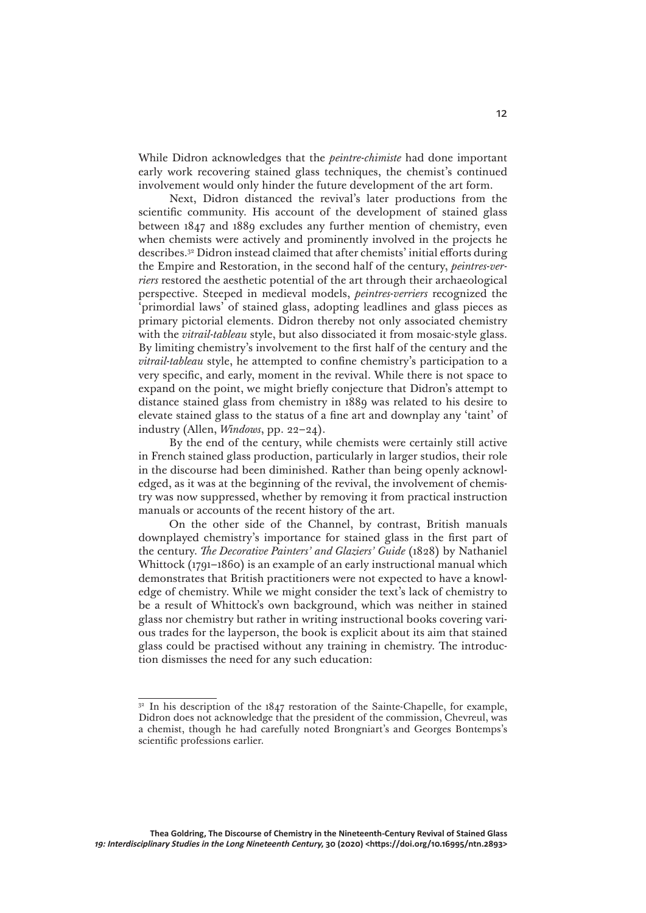While Didron acknowledges that the *peintre-chimiste* had done important early work recovering stained glass techniques, the chemist's continued involvement would only hinder the future development of the art form.

Next, Didron distanced the revival's later productions from the scientific community. His account of the development of stained glass between 1847 and 1889 excludes any further mention of chemistry, even when chemists were actively and prominently involved in the projects he describes.[32] Didron instead claimed that after chemists' initial efforts during the Empire and Restoration, in the second half of the century, *peintres-verriers* restored the aesthetic potential of the art through their archaeological perspective. Steeped in medieval models, *peintres-verriers* recognized the 'primordial laws' of stained glass, adopting leadlines and glass pieces as primary pictorial elements. Didron thereby not only associated chemistry with the *vitrail-tableau* style, but also dissociated it from mosaic-style glass. By limiting chemistry's involvement to the first half of the century and the *vitrail-tableau* style, he attempted to confine chemistry's participation to a very specific, and early, moment in the revival. While there is not space to expand on the point, we might briefly conjecture that Didron's attempt to distance stained glass from chemistry in 1889 was related to his desire to elevate stained glass to the status of a fine art and downplay any 'taint' of industry (Allen, *Windows*, pp. 22–24).

By the end of the century, while chemists were certainly still active in French stained glass production, particularly in larger studios, their role in the discourse had been diminished. Rather than being openly acknowledged, as it was at the beginning of the revival, the involvement of chemistry was now suppressed, whether by removing it from practical instruction manuals or accounts of the recent history of the art.

On the other side of the Channel, by contrast, British manuals downplayed chemistry's importance for stained glass in the first part of the century. *The Decorative Painters' and Glaziers' Guide* (1828) by Nathaniel Whittock (1791–1860) is an example of an early instructional manual which demonstrates that British practitioners were not expected to have a knowledge of chemistry. While we might consider the text's lack of chemistry to be a result of Whittock's own background, which was neither in stained glass nor chemistry but rather in writing instructional books covering various trades for the layperson, the book is explicit about its aim that stained glass could be practised without any training in chemistry. The introduction dismisses the need for any such education:

---

[32] In his description of the 1847 restoration of the Sainte-Chapelle, for example, Didron does not acknowledge that the president of the commission, Chevreul, was a chemist, though he had carefully noted Brongniart's and Georges Bontemps's scientific professions earlier.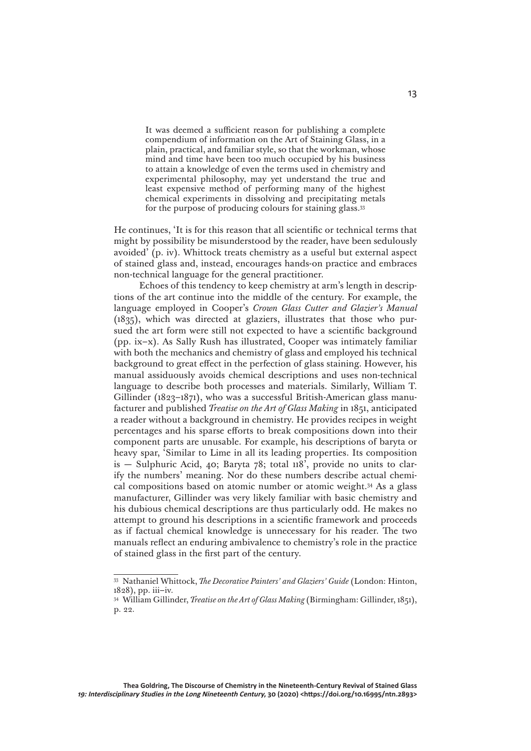> It was deemed a sufficient reason for publishing a complete compendium of information on the Art of Staining Glass, in a plain, practical, and familiar style, so that the workman, whose mind and time have been too much occupied by his business to attain a knowledge of even the terms used in chemistry and experimental philosophy, may yet understand the true and least expensive method of performing many of the highest chemical experiments in dissolving and precipitating metals for the purpose of producing colours for staining glass.[33]

He continues, 'It is for this reason that all scientific or technical terms that might by possibility be misunderstood by the reader, have been sedulously avoided' (p. iv). Whittock treats chemistry as a useful but external aspect of stained glass and, instead, encourages hands-on practice and embraces non-technical language for the general practitioner.

Echoes of this tendency to keep chemistry at arm's length in descriptions of the art continue into the middle of the century. For example, the language employed in Cooper's *Crown Glass Cutter and Glazier's Manual* (1835), which was directed at glaziers, illustrates that those who pursued the art form were still not expected to have a scientific background (pp. ix–x). As Sally Rush has illustrated, Cooper was intimately familiar with both the mechanics and chemistry of glass and employed his technical background to great effect in the perfection of glass staining. However, his manual assiduously avoids chemical descriptions and uses non-technical language to describe both processes and materials. Similarly, William T. Gillinder (1823–1871), who was a successful British-American glass manufacturer and published *Treatise on the Art of Glass Making* in 1851, anticipated a reader without a background in chemistry. He provides recipes in weight percentages and his sparse efforts to break compositions down into their component parts are unusable. For example, his descriptions of baryta or heavy spar, 'Similar to Lime in all its leading properties. Its composition is — Sulphuric Acid, 40; Baryta 78; total 118', provide no units to clarify the numbers' meaning. Nor do these numbers describe actual chemical compositions based on atomic number or atomic weight.[34] As a glass manufacturer, Gillinder was very likely familiar with basic chemistry and his dubious chemical descriptions are thus particularly odd. He makes no attempt to ground his descriptions in a scientific framework and proceeds as if factual chemical knowledge is unnecessary for his reader. The two manuals reflect an enduring ambivalence to chemistry's role in the practice of stained glass in the first part of the century.

---

[33] Nathaniel Whittock, *The Decorative Painters' and Glaziers' Guide* (London: Hinton, 1828), pp. iii–iv.

[34] William Gillinder, *Treatise on the Art of Glass Making* (Birmingham: Gillinder, 1851), p. 22.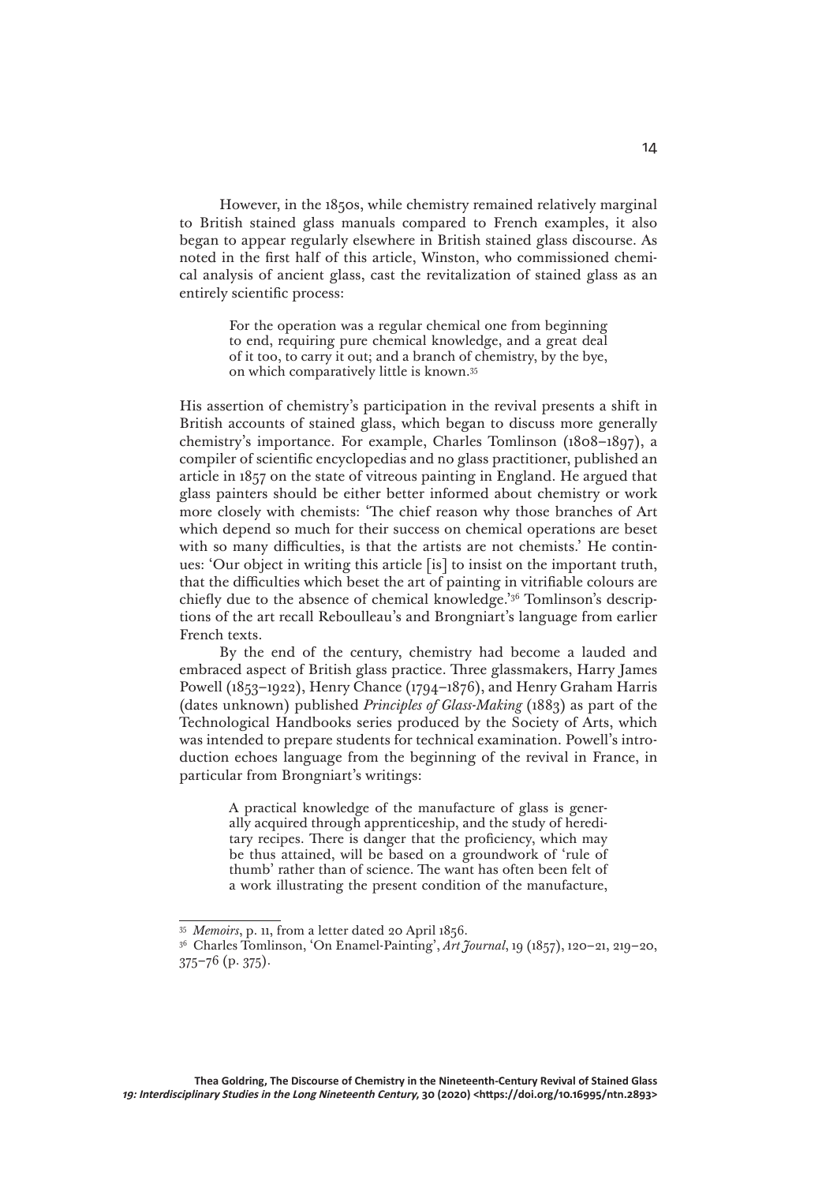However, in the 1850s, while chemistry remained relatively marginal to British stained glass manuals compared to French examples, it also began to appear regularly elsewhere in British stained glass discourse. As noted in the first half of this article, Winston, who commissioned chemical analysis of ancient glass, cast the revitalization of stained glass as an entirely scientific process:

> For the operation was a regular chemical one from beginning to end, requiring pure chemical knowledge, and a great deal of it too, to carry it out; and a branch of chemistry, by the bye, on which comparatively little is known.[35]

His assertion of chemistry's participation in the revival presents a shift in British accounts of stained glass, which began to discuss more generally chemistry's importance. For example, Charles Tomlinson (1808–1897), a compiler of scientific encyclopedias and no glass practitioner, published an article in 1857 on the state of vitreous painting in England. He argued that glass painters should be either better informed about chemistry or work more closely with chemists: 'The chief reason why those branches of Art which depend so much for their success on chemical operations are beset with so many difficulties, is that the artists are not chemists.' He continues: 'Our object in writing this article [is] to insist on the important truth, that the difficulties which beset the art of painting in vitrifiable colours are chiefly due to the absence of chemical knowledge.'[36] Tomlinson's descriptions of the art recall Reboulleau's and Brongniart's language from earlier French texts.

By the end of the century, chemistry had become a lauded and embraced aspect of British glass practice. Three glassmakers, Harry James Powell (1853–1922), Henry Chance (1794–1876), and Henry Graham Harris (dates unknown) published *Principles of Glass-Making* (1883) as part of the Technological Handbooks series produced by the Society of Arts, which was intended to prepare students for technical examination. Powell's introduction echoes language from the beginning of the revival in France, in particular from Brongniart's writings:

> A practical knowledge of the manufacture of glass is generally acquired through apprenticeship, and the study of hereditary recipes. There is danger that the proficiency, which may be thus attained, will be based on a groundwork of 'rule of thumb' rather than of science. The want has often been felt of a work illustrating the present condition of the manufacture,

---

[35] *Memoirs*, p. 11, from a letter dated 20 April 1856.

[36] Charles Tomlinson, 'On Enamel-Painting', *Art Journal*, 19 (1857), 120–21, 219–20, 375–76 (p. 375).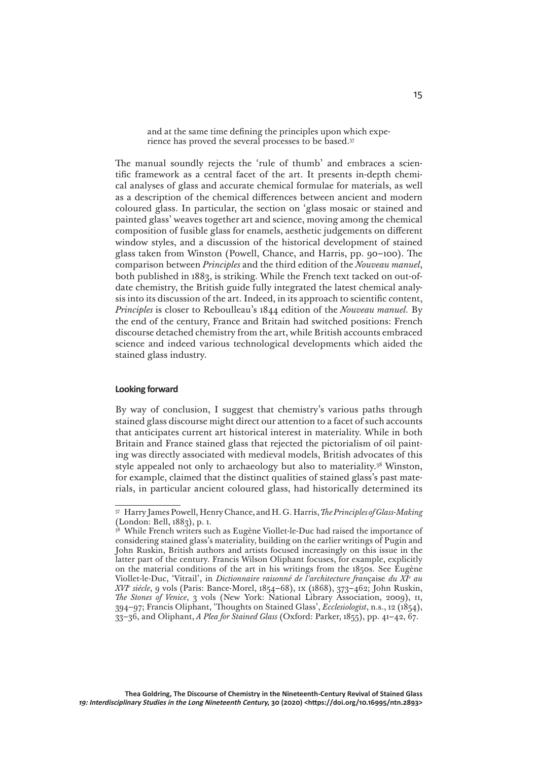> and at the same time defining the principles upon which experience has proved the several processes to be based.[37]

The manual soundly rejects the 'rule of thumb' and embraces a scientific framework as a central facet of the art. It presents in-depth chemical analyses of glass and accurate chemical formulae for materials, as well as a description of the chemical differences between ancient and modern coloured glass. In particular, the section on 'glass mosaic or stained and painted glass' weaves together art and science, moving among the chemical composition of fusible glass for enamels, aesthetic judgements on different window styles, and a discussion of the historical development of stained glass taken from Winston (Powell, Chance, and Harris, pp. 90–100). The comparison between *Principles* and the third edition of the *Nouveau manuel*, both published in 1883, is striking. While the French text tacked on out-of-date chemistry, the British guide fully integrated the latest chemical analysis into its discussion of the art. Indeed, in its approach to scientific content, *Principles* is closer to Reboulleau's 1844 edition of the *Nouveau manuel*. By the end of the century, France and Britain had switched positions: French discourse detached chemistry from the art, while British accounts embraced science and indeed various technological developments which aided the stained glass industry.

### Looking forward

By way of conclusion, I suggest that chemistry's various paths through stained glass discourse might direct our attention to a facet of such accounts that anticipates current art historical interest in materiality. While in both Britain and France stained glass that rejected the pictorialism of oil painting was directly associated with medieval models, British advocates of this style appealed not only to archaeology but also to materiality.[38] Winston, for example, claimed that the distinct qualities of stained glass's past materials, in particular ancient coloured glass, had historically determined its

---

[37] Harry James Powell, Henry Chance, and H. G. Harris, *The Principles of Glass-Making* (London: Bell, 1883), p. 1.

[38] While French writers such as Eugène Viollet-le-Duc had raised the importance of considering stained glass's materiality, building on the earlier writings of Pugin and John Ruskin, British authors and artists focused increasingly on this issue in the latter part of the century. Francis Wilson Oliphant focuses, for example, explicitly on the material conditions of the art in his writings from the 1850s. See Eugène Viollet-le-Duc, 'Vitrail', in *Dictionnaire raisonné de l'architecture française du XI^e au XVI^e siècle*, 9 vols (Paris: Bance-Morel, 1854–68), IX (1868), 373–462; John Ruskin, *The Stones of Venice*, 3 vols (New York: National Library Association, 2009), II, 394–97; Francis Oliphant, 'Thoughts on Stained Glass', *Ecclesiologist*, n.s., 12 (1854), 33–36, and Oliphant, *A Plea for Stained Glass* (Oxford: Parker, 1855), pp. 41–42, 67.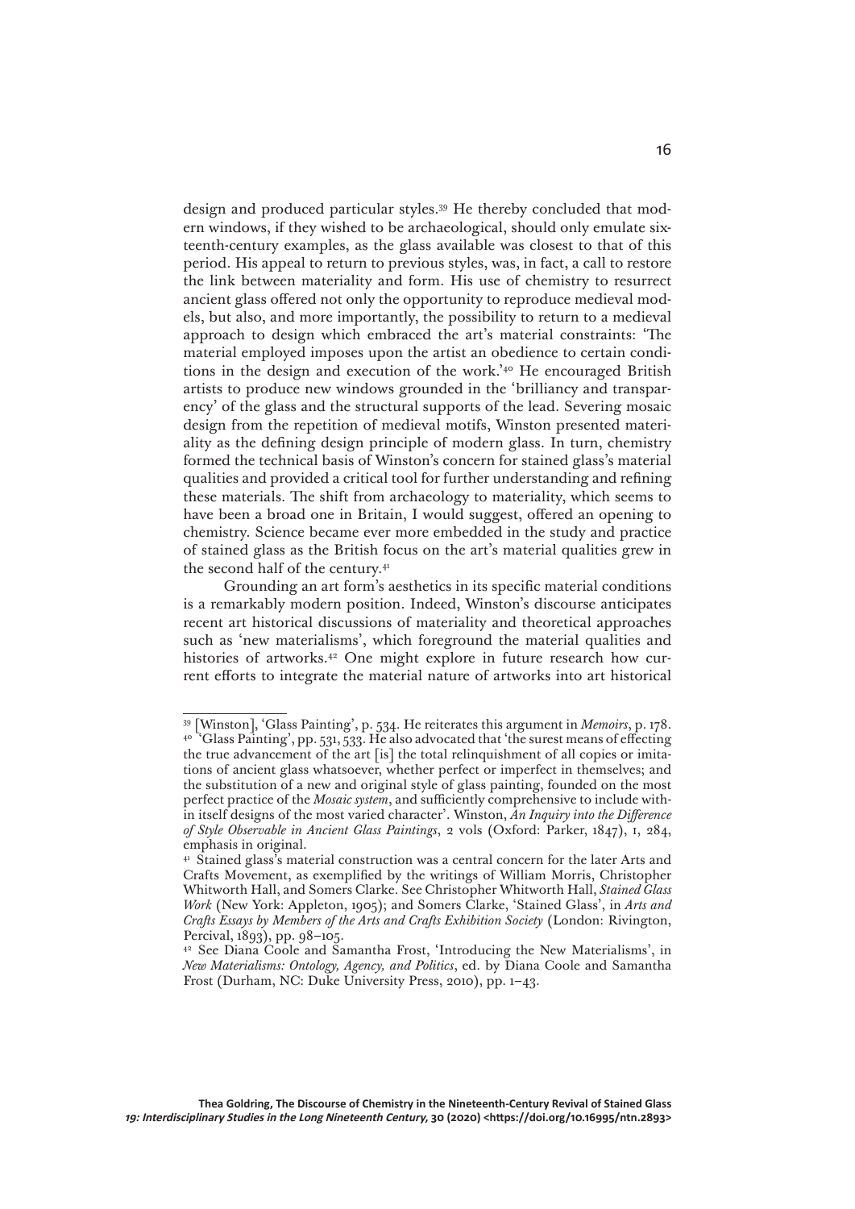design and produced particular styles.[39] He thereby concluded that modern windows, if they wished to be archaeological, should only emulate sixteenth-century examples, as the glass available was closest to that of this period. His appeal to return to previous styles, was, in fact, a call to restore the link between materiality and form. His use of chemistry to resurrect ancient glass offered not only the opportunity to reproduce medieval models, but also, and more importantly, the possibility to return to a medieval approach to design which embraced the art's material constraints: 'The material employed imposes upon the artist an obedience to certain conditions in the design and execution of the work.'[40] He encouraged British artists to produce new windows grounded in the 'brilliancy and transparency' of the glass and the structural supports of the lead. Severing mosaic design from the repetition of medieval motifs, Winston presented materiality as the defining design principle of modern glass. In turn, chemistry formed the technical basis of Winston's concern for stained glass's material qualities and provided a critical tool for further understanding and refining these materials. The shift from archaeology to materiality, which seems to have been a broad one in Britain, I would suggest, offered an opening to chemistry. Science became ever more embedded in the study and practice of stained glass as the British focus on the art's material qualities grew in the second half of the century.[41]

Grounding an art form's aesthetics in its specific material conditions is a remarkably modern position. Indeed, Winston's discourse anticipates recent art historical discussions of materiality and theoretical approaches such as 'new materialisms', which foreground the material qualities and histories of artworks.[42] One might explore in future research how current efforts to integrate the material nature of artworks into art historical

---

[39] [Winston], 'Glass Painting', p. 534. He reiterates this argument in *Memoirs*, p. 178.

[40] 'Glass Painting', pp. 531, 533. He also advocated that 'the surest means of effecting the true advancement of the art [is] the total relinquishment of all copies or imitations of ancient glass whatsoever, whether perfect or imperfect in themselves; and the substitution of a new and original style of glass painting, founded on the most perfect practice of the *Mosaic system*, and sufficiently comprehensive to include within itself designs of the most varied character'. Winston, *An Inquiry into the Difference of Style Observable in Ancient Glass Paintings*, 2 vols (Oxford: Parker, 1847), I, 284, emphasis in original.

[41] Stained glass's material construction was a central concern for the later Arts and Crafts Movement, as exemplified by the writings of William Morris, Christopher Whitworth Hall, and Somers Clarke. See Christopher Whitworth Hall, *Stained Glass Work* (New York: Appleton, 1905); and Somers Clarke, 'Stained Glass', in *Arts and Crafts Essays by Members of the Arts and Crafts Exhibition Society* (London: Rivington, Percival, 1893), pp. 98–105.

[42] See Diana Coole and Samantha Frost, 'Introducing the New Materialisms', in *New Materialisms: Ontology, Agency, and Politics*, ed. by Diana Coole and Samantha Frost (Durham, NC: Duke University Press, 2010), pp. 1–43.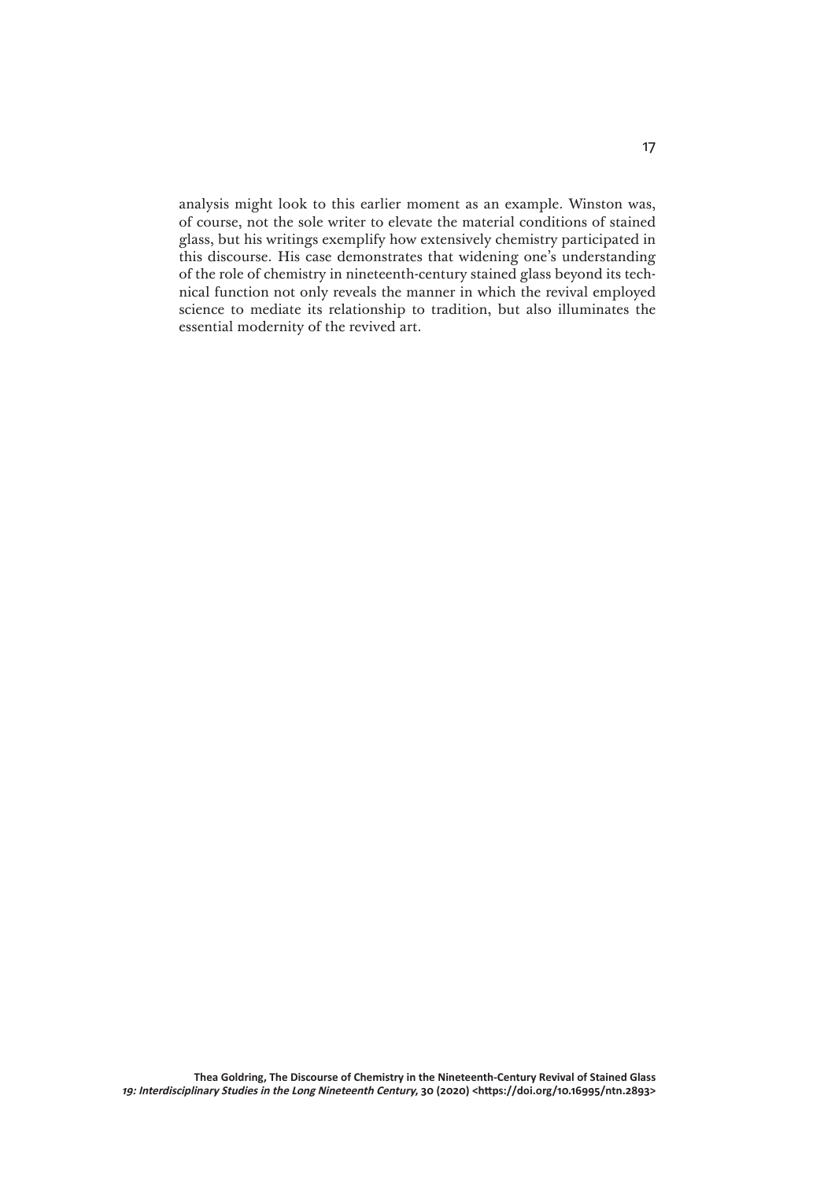analysis might look to this earlier moment as an example. Winston was, of course, not the sole writer to elevate the material conditions of stained glass, but his writings exemplify how extensively chemistry participated in this discourse. His case demonstrates that widening one's understanding of the role of chemistry in nineteenth-century stained glass beyond its technical function not only reveals the manner in which the revival employed science to mediate its relationship to tradition, but also illuminates the essential modernity of the revived art.